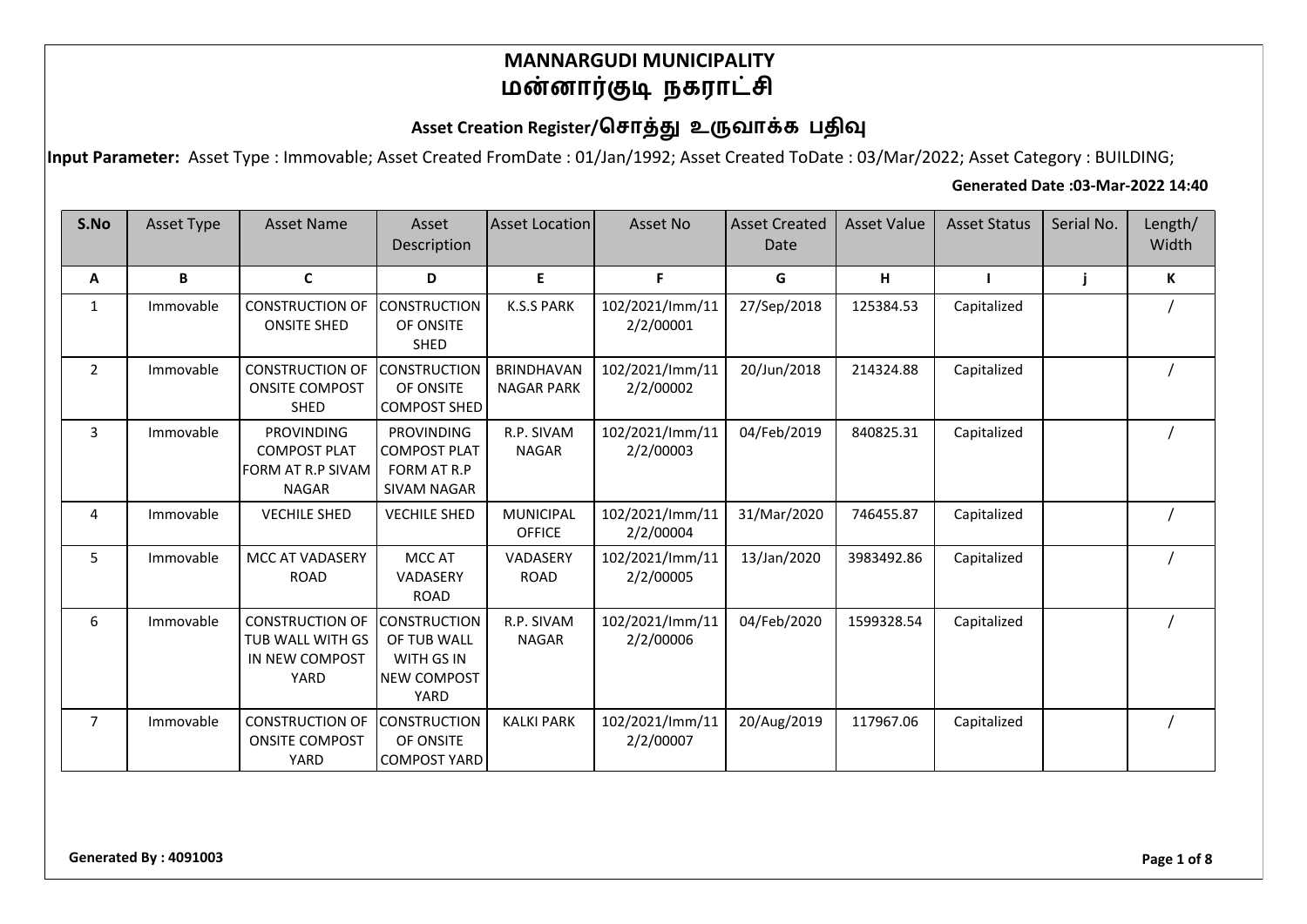# MANNARGUDI MUNICIPALITY
# மன்னார்குடி நகராட்சி

## Asset Creation Register/சொத்து உருவாக்க பதிவு

**Input Parameter:** Asset Type : Immovable; Asset Created FromDate : 01/Jan/1992; Asset Created ToDate : 03/Mar/2022; Asset Category : BUILDING;

**Generated Date :03-Mar-2022 14:40**

| S.No | Asset Type | Asset Name | Asset Description | Asset Location | Asset No | Asset Created Date | Asset Value | Asset Status | Serial No. | Length/ Width |
|---|---|---|---|---|---|---|---|---|---|---|
| A | B | C | D | E | F | G | H | I | j | K |
| 1 | Immovable | CONSTRUCTION OF ONSITE SHED | CONSTRUCTION OF ONSITE SHED | K.S.S PARK | 102/2021/Imm/112/2/00001 | 27/Sep/2018 | 125384.53 | Capitalized | | / |
| 2 | Immovable | CONSTRUCTION OF ONSITE COMPOST SHED | CONSTRUCTION OF ONSITE COMPOST SHED | BRINDHAVAN NAGAR PARK | 102/2021/Imm/112/2/00002 | 20/Jun/2018 | 214324.88 | Capitalized | | / |
| 3 | Immovable | PROVINDING COMPOST PLAT FORM AT R.P SIVAM NAGAR | PROVINDING COMPOST PLAT FORM AT R.P SIVAM NAGAR | R.P. SIVAM NAGAR | 102/2021/Imm/112/2/00003 | 04/Feb/2019 | 840825.31 | Capitalized | | / |
| 4 | Immovable | VECHILE SHED | VECHILE SHED | MUNICIPAL OFFICE | 102/2021/Imm/112/2/00004 | 31/Mar/2020 | 746455.87 | Capitalized | | / |
| 5 | Immovable | MCC AT VADASERY ROAD | MCC AT VADASERY ROAD | VADASERY ROAD | 102/2021/Imm/112/2/00005 | 13/Jan/2020 | 3983492.86 | Capitalized | | / |
| 6 | Immovable | CONSTRUCTION OF TUB WALL WITH GS IN NEW COMPOST YARD | CONSTRUCTION OF TUB WALL WITH GS IN NEW COMPOST YARD | R.P. SIVAM NAGAR | 102/2021/Imm/112/2/00006 | 04/Feb/2020 | 1599328.54 | Capitalized | | / |
| 7 | Immovable | CONSTRUCTION OF ONSITE COMPOST YARD | CONSTRUCTION OF ONSITE COMPOST YARD | KALKI PARK | 102/2021/Imm/112/2/00007 | 20/Aug/2019 | 117967.06 | Capitalized | | / |

**Generated By : 4091003**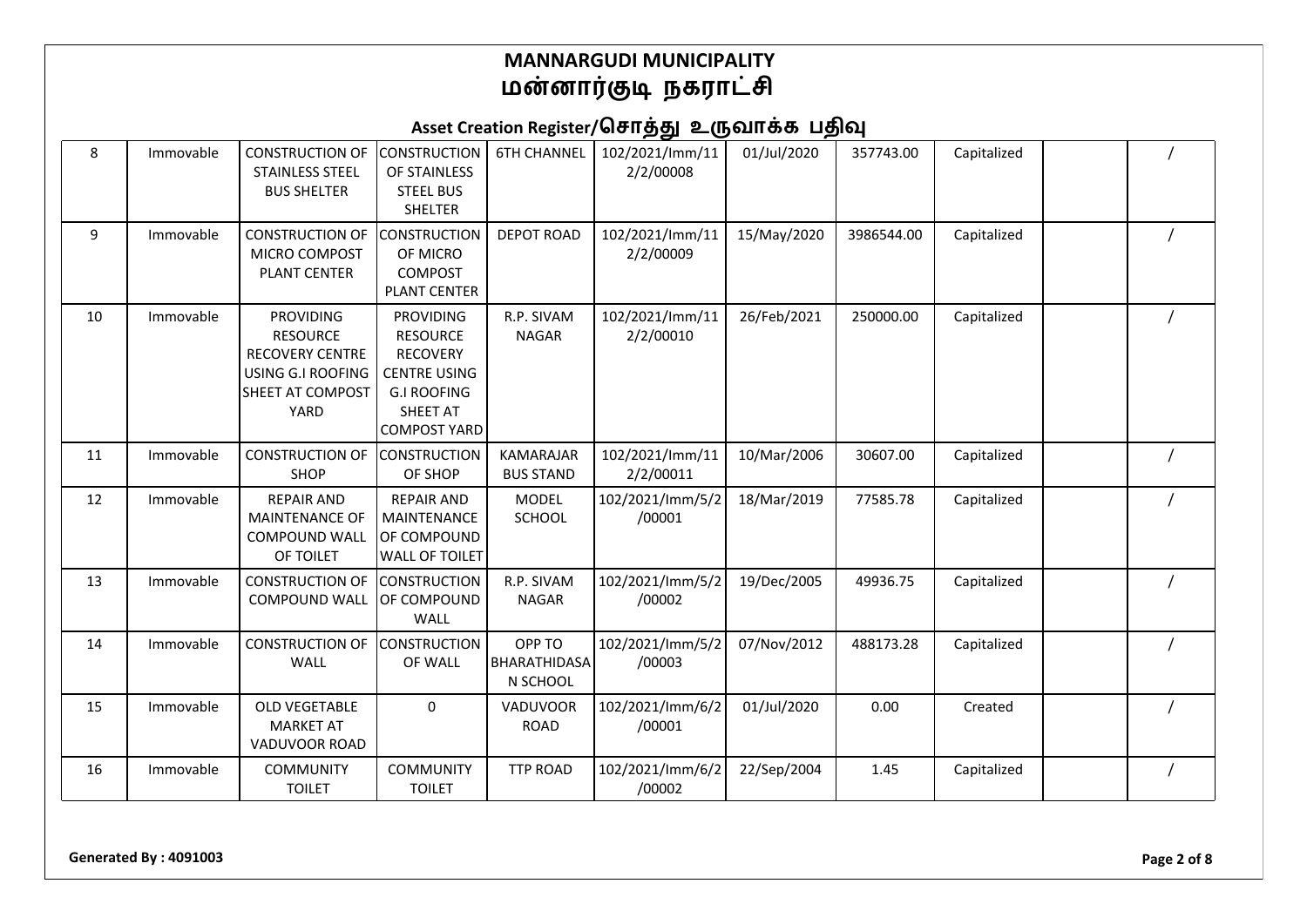# MANNARGUDI MUNICIPALITY
# மன்னார்குடி நகராட்சி

## Asset Creation Register/சொத்து உருவாக்க பதிவு

| | | | | | | | | | | |
|---|---|---|---|---|---|---|---|---|---|---|
| 8 | Immovable | CONSTRUCTION OF STAINLESS STEEL BUS SHELTER | CONSTRUCTION OF STAINLESS STEEL BUS SHELTER | 6TH CHANNEL | 102/2021/Imm/11 2/2/00008 | 01/Jul/2020 | 357743.00 | Capitalized | | / |
| 9 | Immovable | CONSTRUCTION OF MICRO COMPOST PLANT CENTER | CONSTRUCTION OF MICRO COMPOST PLANT CENTER | DEPOT ROAD | 102/2021/Imm/11 2/2/00009 | 15/May/2020 | 3986544.00 | Capitalized | | / |
| 10 | Immovable | PROVIDING RESOURCE RECOVERY CENTRE USING G.I ROOFING SHEET AT COMPOST YARD | PROVIDING RESOURCE RECOVERY CENTRE USING G.I ROOFING SHEET AT COMPOST YARD | R.P. SIVAM NAGAR | 102/2021/Imm/11 2/2/00010 | 26/Feb/2021 | 250000.00 | Capitalized | | / |
| 11 | Immovable | CONSTRUCTION OF SHOP | CONSTRUCTION OF SHOP | KAMARAJAR BUS STAND | 102/2021/Imm/11 2/2/00011 | 10/Mar/2006 | 30607.00 | Capitalized | | / |
| 12 | Immovable | REPAIR AND MAINTENANCE OF COMPOUND WALL OF TOILET | REPAIR AND MAINTENANCE OF COMPOUND WALL OF TOILET | MODEL SCHOOL | 102/2021/Imm/5/2 /00001 | 18/Mar/2019 | 77585.78 | Capitalized | | / |
| 13 | Immovable | CONSTRUCTION OF COMPOUND WALL | CONSTRUCTION OF COMPOUND WALL | R.P. SIVAM NAGAR | 102/2021/Imm/5/2 /00002 | 19/Dec/2005 | 49936.75 | Capitalized | | / |
| 14 | Immovable | CONSTRUCTION OF WALL | CONSTRUCTION OF WALL | OPP TO BHARATHIDASAN SCHOOL | 102/2021/Imm/5/2 /00003 | 07/Nov/2012 | 488173.28 | Capitalized | | / |
| 15 | Immovable | OLD VEGETABLE MARKET AT VADUVOOR ROAD | 0 | VADUVOOR ROAD | 102/2021/Imm/6/2 /00001 | 01/Jul/2020 | 0.00 | Created | | / |
| 16 | Immovable | COMMUNITY TOILET | COMMUNITY TOILET | TTP ROAD | 102/2021/Imm/6/2 /00002 | 22/Sep/2004 | 1.45 | Capitalized | | / |

**Generated By : 4091003**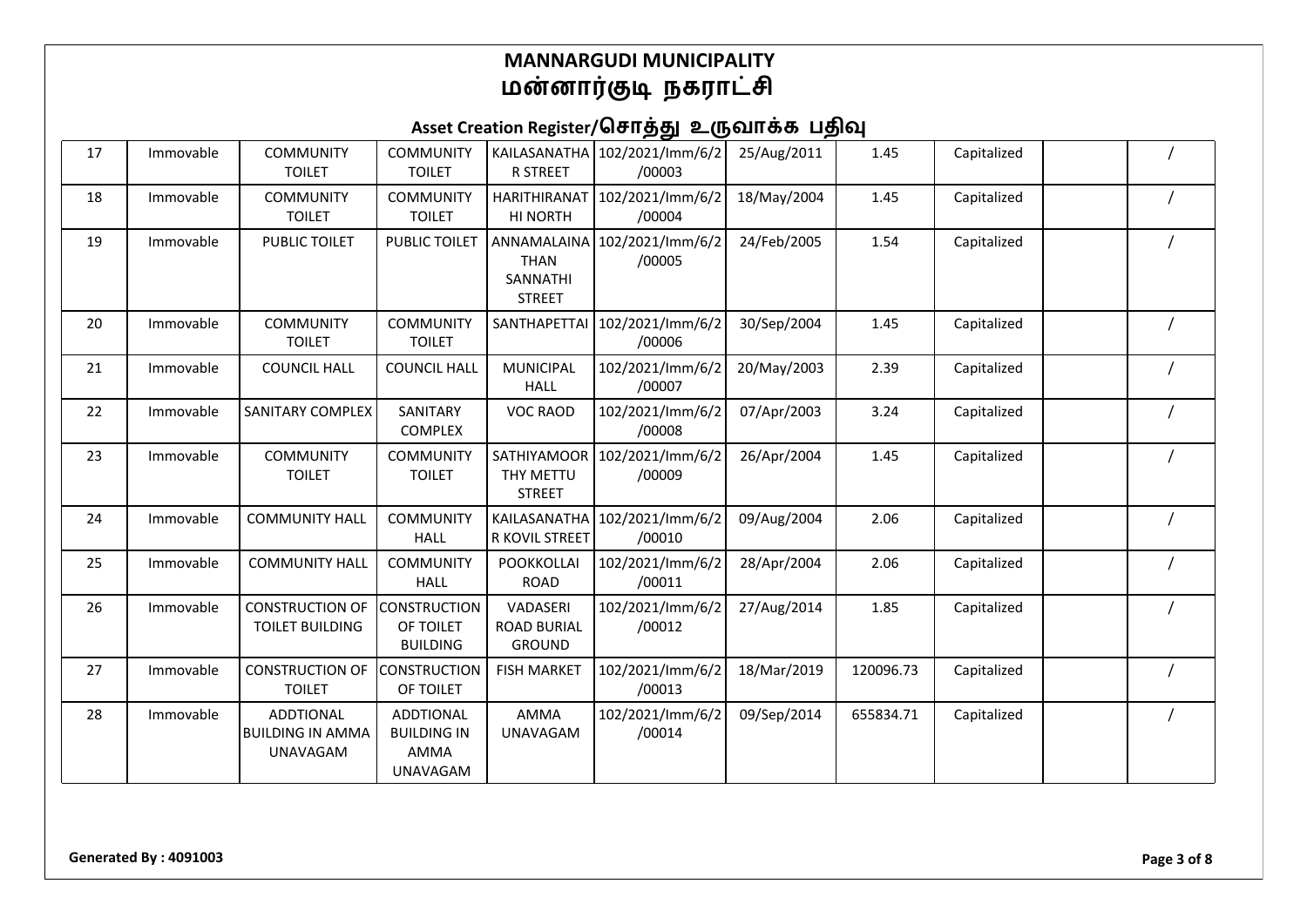## MANNARGUDI MUNICIPALITY
## மன்னார்குடி நகராட்சி

### Asset Creation Register/சொத்து உருவாக்க பதிவு

| | | | | | | | | | | |
|---|---|---|---|---|---|---|---|---|---|---|
| 17 | Immovable | COMMUNITY TOILET | COMMUNITY TOILET | KAILASANATHA R STREET | 102/2021/Imm/6/2 /00003 | 25/Aug/2011 | 1.45 | Capitalized | | / |
| 18 | Immovable | COMMUNITY TOILET | COMMUNITY TOILET | HARITHIRANAT HI NORTH | 102/2021/Imm/6/2 /00004 | 18/May/2004 | 1.45 | Capitalized | | / |
| 19 | Immovable | PUBLIC TOILET | PUBLIC TOILET | ANNAMALAINA THAN SANNATHI STREET | 102/2021/Imm/6/2 /00005 | 24/Feb/2005 | 1.54 | Capitalized | | / |
| 20 | Immovable | COMMUNITY TOILET | COMMUNITY TOILET | SANTHAPETTAI | 102/2021/Imm/6/2 /00006 | 30/Sep/2004 | 1.45 | Capitalized | | / |
| 21 | Immovable | COUNCIL HALL | COUNCIL HALL | MUNICIPAL HALL | 102/2021/Imm/6/2 /00007 | 20/May/2003 | 2.39 | Capitalized | | / |
| 22 | Immovable | SANITARY COMPLEX | SANITARY COMPLEX | VOC RAOD | 102/2021/Imm/6/2 /00008 | 07/Apr/2003 | 3.24 | Capitalized | | / |
| 23 | Immovable | COMMUNITY TOILET | COMMUNITY TOILET | SATHIYAMOOR THY METTU STREET | 102/2021/Imm/6/2 /00009 | 26/Apr/2004 | 1.45 | Capitalized | | / |
| 24 | Immovable | COMMUNITY HALL | COMMUNITY HALL | KAILASANATHA R KOVIL STREET | 102/2021/Imm/6/2 /00010 | 09/Aug/2004 | 2.06 | Capitalized | | / |
| 25 | Immovable | COMMUNITY HALL | COMMUNITY HALL | POOKKOLLAI ROAD | 102/2021/Imm/6/2 /00011 | 28/Apr/2004 | 2.06 | Capitalized | | / |
| 26 | Immovable | CONSTRUCTION OF TOILET BUILDING | CONSTRUCTION OF TOILET BUILDING | VADASERI ROAD BURIAL GROUND | 102/2021/Imm/6/2 /00012 | 27/Aug/2014 | 1.85 | Capitalized | | / |
| 27 | Immovable | CONSTRUCTION OF TOILET | CONSTRUCTION OF TOILET | FISH MARKET | 102/2021/Imm/6/2 /00013 | 18/Mar/2019 | 120096.73 | Capitalized | | / |
| 28 | Immovable | ADDTIONAL BUILDING IN AMMA UNAVAGAM | ADDTIONAL BUILDING IN AMMA UNAVAGAM | AMMA UNAVAGAM | 102/2021/Imm/6/2 /00014 | 09/Sep/2014 | 655834.71 | Capitalized | | / |

**Generated By : 4091003**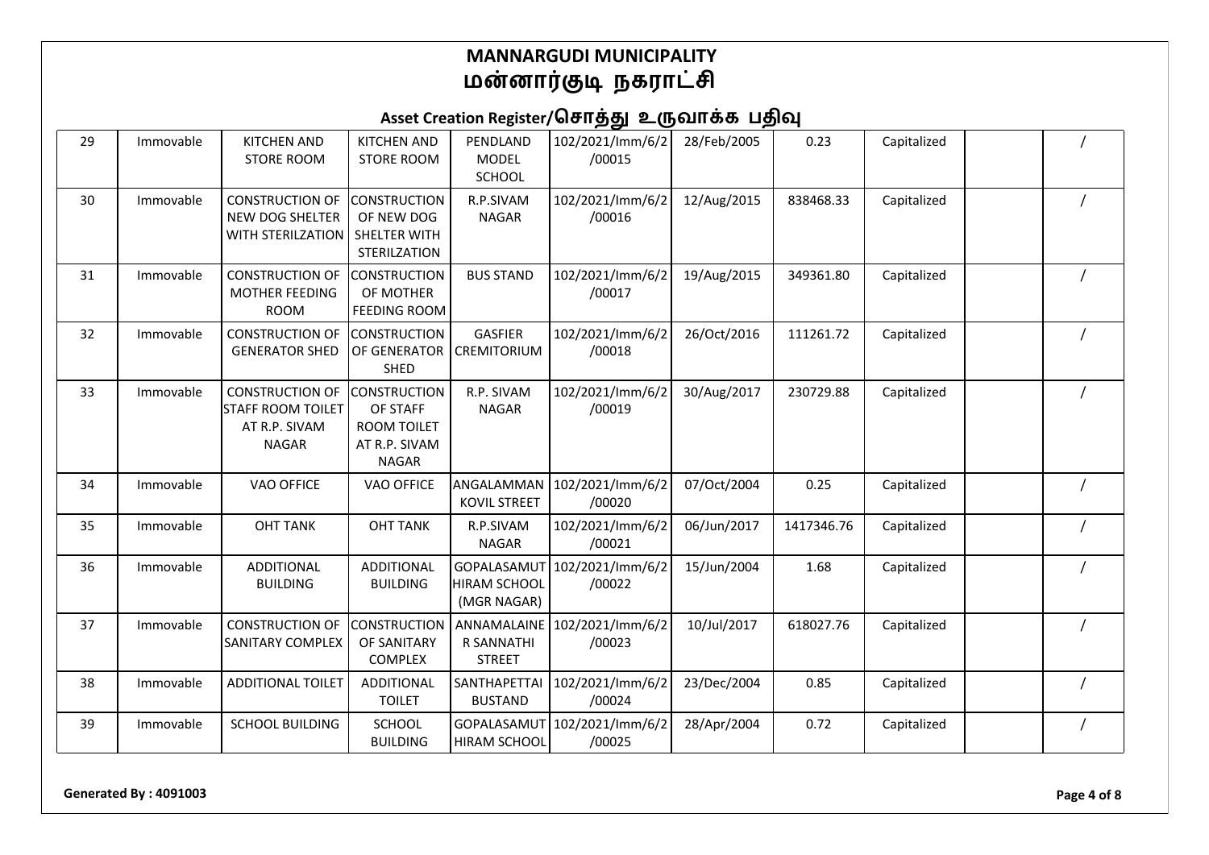# MANNARGUDI MUNICIPALITY
# மன்னார்குடி நகராட்சி

## Asset Creation Register/சொத்து உருவாக்க பதிவு

| | | | | | | | | | | |
|---|---|---|---|---|---|---|---|---|---|---|
| 29 | Immovable | KITCHEN AND STORE ROOM | KITCHEN AND STORE ROOM | PENDLAND MODEL SCHOOL | 102/2021/Imm/6/2/00015 | 28/Feb/2005 | 0.23 | Capitalized | | / |
| 30 | Immovable | CONSTRUCTION OF NEW DOG SHELTER WITH STERILZATION | CONSTRUCTION OF NEW DOG SHELTER WITH STERILZATION | R.P.SIVAM NAGAR | 102/2021/Imm/6/2/00016 | 12/Aug/2015 | 838468.33 | Capitalized | | / |
| 31 | Immovable | CONSTRUCTION OF MOTHER FEEDING ROOM | CONSTRUCTION OF MOTHER FEEDING ROOM | BUS STAND | 102/2021/Imm/6/2/00017 | 19/Aug/2015 | 349361.80 | Capitalized | | / |
| 32 | Immovable | CONSTRUCTION OF GENERATOR SHED | CONSTRUCTION OF GENERATOR SHED | GASFIER CREMITORIUM | 102/2021/Imm/6/2/00018 | 26/Oct/2016 | 111261.72 | Capitalized | | / |
| 33 | Immovable | CONSTRUCTION OF STAFF ROOM TOILET AT R.P. SIVAM NAGAR | CONSTRUCTION OF STAFF ROOM TOILET AT R.P. SIVAM NAGAR | R.P. SIVAM NAGAR | 102/2021/Imm/6/2/00019 | 30/Aug/2017 | 230729.88 | Capitalized | | / |
| 34 | Immovable | VAO OFFICE | VAO OFFICE | ANGALAMMAN KOVIL STREET | 102/2021/Imm/6/2/00020 | 07/Oct/2004 | 0.25 | Capitalized | | / |
| 35 | Immovable | OHT TANK | OHT TANK | R.P.SIVAM NAGAR | 102/2021/Imm/6/2/00021 | 06/Jun/2017 | 1417346.76 | Capitalized | | / |
| 36 | Immovable | ADDITIONAL BUILDING | ADDITIONAL BUILDING | GOPALASAMUTHIRAM SCHOOL (MGR NAGAR) | 102/2021/Imm/6/2/00022 | 15/Jun/2004 | 1.68 | Capitalized | | / |
| 37 | Immovable | CONSTRUCTION OF SANITARY COMPLEX | CONSTRUCTION OF SANITARY COMPLEX | ANNAMALAINER SANNATHI STREET | 102/2021/Imm/6/2/00023 | 10/Jul/2017 | 618027.76 | Capitalized | | / |
| 38 | Immovable | ADDITIONAL TOILET | ADDITIONAL TOILET | SANTHAPETTAI BUSTAND | 102/2021/Imm/6/2/00024 | 23/Dec/2004 | 0.85 | Capitalized | | / |
| 39 | Immovable | SCHOOL BUILDING | SCHOOL BUILDING | GOPALASAMUTHIRAM SCHOOL | 102/2021/Imm/6/2/00025 | 28/Apr/2004 | 0.72 | Capitalized | | / |

**Generated By : 4091003**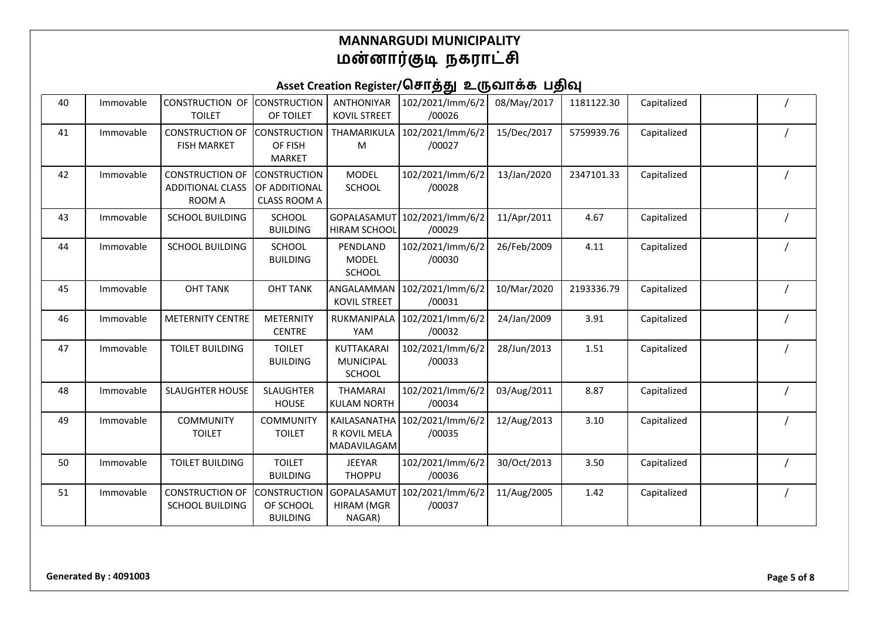# MANNARGUDI MUNICIPALITY
# மன்னார்குடி நகராட்சி

## Asset Creation Register/சொத்து உருவாக்க பதிவு

| | | | | | | | | | | |
|---|---|---|---|---|---|---|---|---|---|---|
| 40 | Immovable | CONSTRUCTION OF TOILET | CONSTRUCTION OF TOILET | ANTHONIYAR KOVIL STREET | 102/2021/Imm/6/2/00026 | 08/May/2017 | 1181122.30 | Capitalized | | / |
| 41 | Immovable | CONSTRUCTION OF FISH MARKET | CONSTRUCTION OF FISH MARKET | THAMARIKULAM | 102/2021/Imm/6/2/00027 | 15/Dec/2017 | 5759939.76 | Capitalized | | / |
| 42 | Immovable | CONSTRUCTION OF ADDITIONAL CLASS ROOM A | CONSTRUCTION OF ADDITIONAL CLASS ROOM A | MODEL SCHOOL | 102/2021/Imm/6/2/00028 | 13/Jan/2020 | 2347101.33 | Capitalized | | / |
| 43 | Immovable | SCHOOL BUILDING | SCHOOL BUILDING | GOPALASAMUTHIRAM SCHOOL | 102/2021/Imm/6/2/00029 | 11/Apr/2011 | 4.67 | Capitalized | | / |
| 44 | Immovable | SCHOOL BUILDING | SCHOOL BUILDING | PENDLAND MODEL SCHOOL | 102/2021/Imm/6/2/00030 | 26/Feb/2009 | 4.11 | Capitalized | | / |
| 45 | Immovable | OHT TANK | OHT TANK | ANGALAMMAN KOVIL STREET | 102/2021/Imm/6/2/00031 | 10/Mar/2020 | 2193336.79 | Capitalized | | / |
| 46 | Immovable | METERNITY CENTRE | METERNITY CENTRE | RUKMANIPALAYAM | 102/2021/Imm/6/2/00032 | 24/Jan/2009 | 3.91 | Capitalized | | / |
| 47 | Immovable | TOILET BUILDING | TOILET BUILDING | KUTTAKARAI MUNICIPAL SCHOOL | 102/2021/Imm/6/2/00033 | 28/Jun/2013 | 1.51 | Capitalized | | / |
| 48 | Immovable | SLAUGHTER HOUSE | SLAUGHTER HOUSE | THAMARAI KULAM NORTH | 102/2021/Imm/6/2/00034 | 03/Aug/2011 | 8.87 | Capitalized | | / |
| 49 | Immovable | COMMUNITY TOILET | COMMUNITY TOILET | KAILASANATHAR KOVIL MELA MADAVILAGAM | 102/2021/Imm/6/2/00035 | 12/Aug/2013 | 3.10 | Capitalized | | / |
| 50 | Immovable | TOILET BUILDING | TOILET BUILDING | JEEYAR THOPPU | 102/2021/Imm/6/2/00036 | 30/Oct/2013 | 3.50 | Capitalized | | / |
| 51 | Immovable | CONSTRUCTION OF SCHOOL BUILDING | CONSTRUCTION OF SCHOOL BUILDING | GOPALASAMUTHIRAM (MGR NAGAR) | 102/2021/Imm/6/2/00037 | 11/Aug/2005 | 1.42 | Capitalized | | / |

**Generated By : 4091003**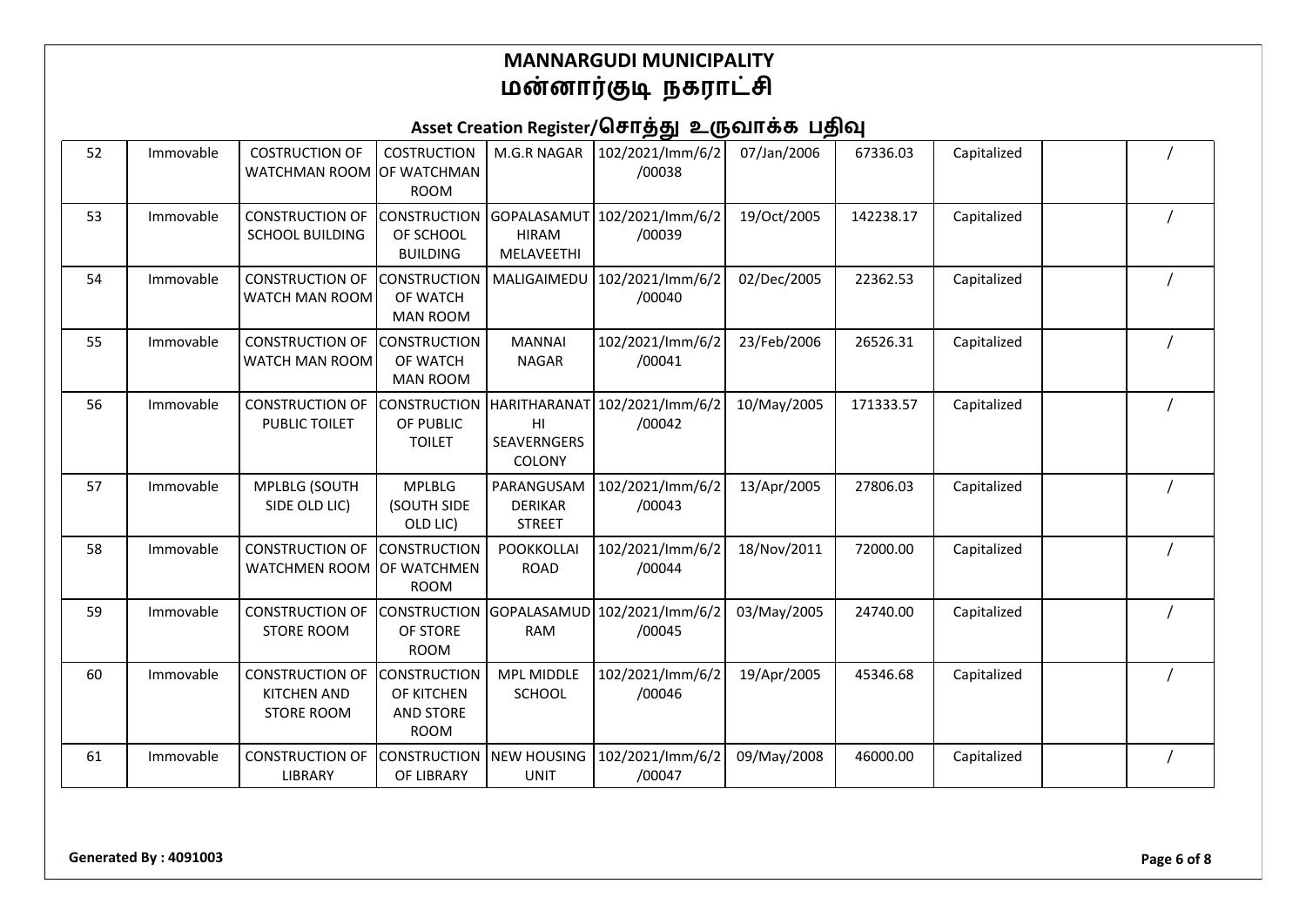# MANNARGUDI MUNICIPALITY
# மன்னார்குடி நகராட்சி

## Asset Creation Register/சொத்து உருவாக்க பதிவு

| | | | | | | | | | | |
|---|---|---|---|---|---|---|---|---|---|---|
| 52 | Immovable | COSTRUCTION OF WATCHMAN ROOM | COSTRUCTION OF WATCHMAN ROOM | M.G.R NAGAR | 102/2021/Imm/6/2/00038 | 07/Jan/2006 | 67336.03 | Capitalized | | / |
| 53 | Immovable | CONSTRUCTION OF SCHOOL BUILDING | CONSTRUCTION OF SCHOOL BUILDING | GOPALASAMUTHIRAM MELAVEETHI | 102/2021/Imm/6/2/00039 | 19/Oct/2005 | 142238.17 | Capitalized | | / |
| 54 | Immovable | CONSTRUCTION OF WATCH MAN ROOM | CONSTRUCTION OF WATCH MAN ROOM | MALIGAIMEDU | 102/2021/Imm/6/2/00040 | 02/Dec/2005 | 22362.53 | Capitalized | | / |
| 55 | Immovable | CONSTRUCTION OF WATCH MAN ROOM | CONSTRUCTION OF WATCH MAN ROOM | MANNAI NAGAR | 102/2021/Imm/6/2/00041 | 23/Feb/2006 | 26526.31 | Capitalized | | / |
| 56 | Immovable | CONSTRUCTION OF PUBLIC TOILET | CONSTRUCTION OF PUBLIC TOILET | HARITHARANATHI SEAVERNGERS COLONY | 102/2021/Imm/6/2/00042 | 10/May/2005 | 171333.57 | Capitalized | | / |
| 57 | Immovable | MPLBLG (SOUTH SIDE OLD LIC) | MPLBLG (SOUTH SIDE OLD LIC) | PARANGUSAM DERIKAR STREET | 102/2021/Imm/6/2/00043 | 13/Apr/2005 | 27806.03 | Capitalized | | / |
| 58 | Immovable | CONSTRUCTION OF WATCHMEN ROOM | CONSTRUCTION OF WATCHMEN ROOM | POOKKOLLAI ROAD | 102/2021/Imm/6/2/00044 | 18/Nov/2011 | 72000.00 | Capitalized | | / |
| 59 | Immovable | CONSTRUCTION OF STORE ROOM | CONSTRUCTION OF STORE ROOM | GOPALASAMUDRAM | 102/2021/Imm/6/2/00045 | 03/May/2005 | 24740.00 | Capitalized | | / |
| 60 | Immovable | CONSTRUCTION OF KITCHEN AND STORE ROOM | CONSTRUCTION OF KITCHEN AND STORE ROOM | MPL MIDDLE SCHOOL | 102/2021/Imm/6/2/00046 | 19/Apr/2005 | 45346.68 | Capitalized | | / |
| 61 | Immovable | CONSTRUCTION OF LIBRARY | CONSTRUCTION OF LIBRARY | NEW HOUSING UNIT | 102/2021/Imm/6/2/00047 | 09/May/2008 | 46000.00 | Capitalized | | / |

**Generated By : 4091003**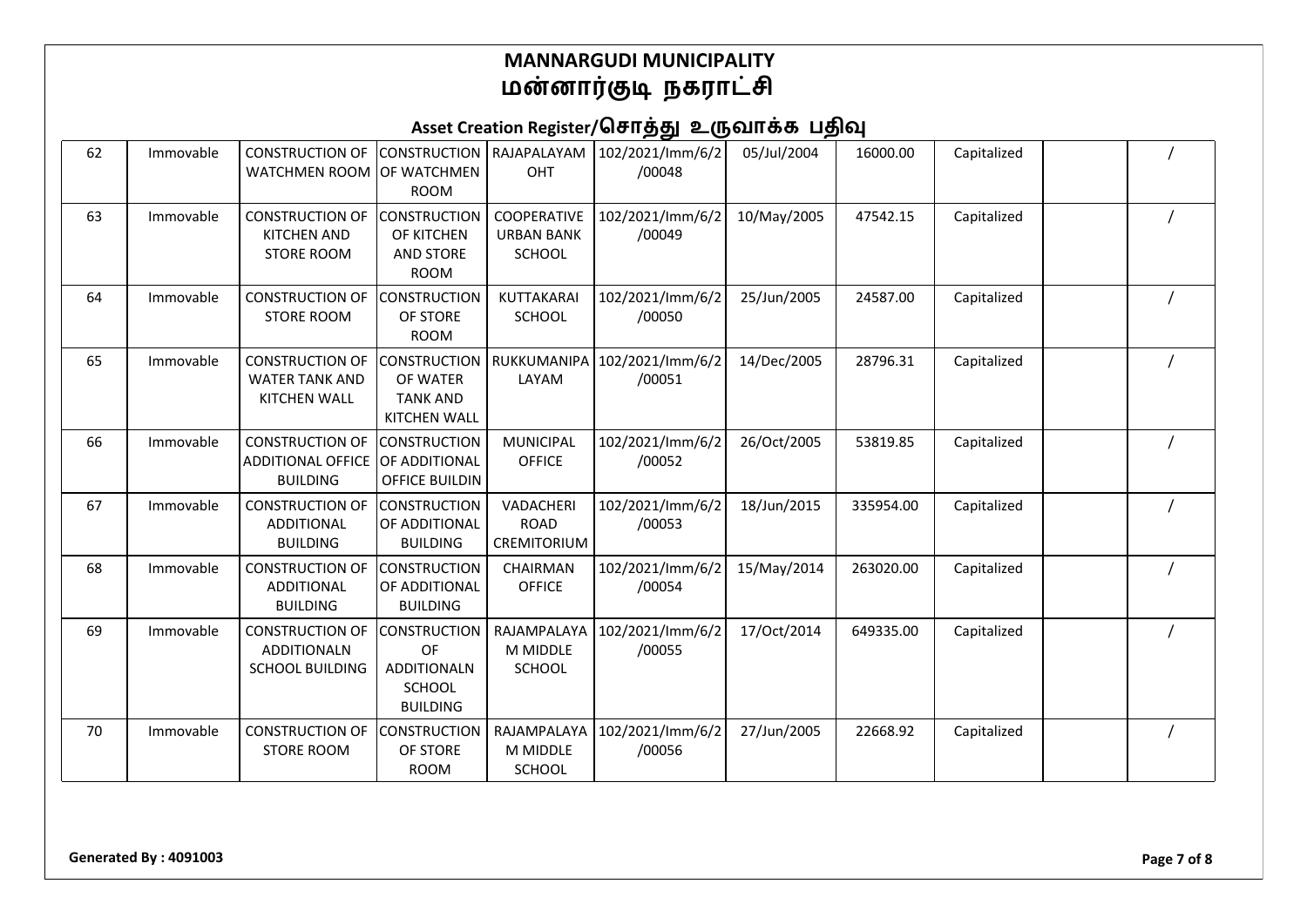# MANNARGUDI MUNICIPALITY
# மன்னார்குடி நகராட்சி

## Asset Creation Register/சொத்து உருவாக்க பதிவு

| | | | | | | | | | | |
|---|---|---|---|---|---|---|---|---|---|---|
| 62 | Immovable | CONSTRUCTION OF WATCHMEN ROOM | CONSTRUCTION OF WATCHMEN ROOM | RAJAPALAYAM OHT | 102/2021/Imm/6/2/00048 | 05/Jul/2004 | 16000.00 | Capitalized | | / |
| 63 | Immovable | CONSTRUCTION OF KITCHEN AND STORE ROOM | CONSTRUCTION OF KITCHEN AND STORE ROOM | COOPERATIVE URBAN BANK SCHOOL | 102/2021/Imm/6/2/00049 | 10/May/2005 | 47542.15 | Capitalized | | / |
| 64 | Immovable | CONSTRUCTION OF STORE ROOM | CONSTRUCTION OF STORE ROOM | KUTTAKARAI SCHOOL | 102/2021/Imm/6/2/00050 | 25/Jun/2005 | 24587.00 | Capitalized | | / |
| 65 | Immovable | CONSTRUCTION OF WATER TANK AND KITCHEN WALL | CONSTRUCTION OF WATER TANK AND KITCHEN WALL | RUKKUMANIPALAYAM | 102/2021/Imm/6/2/00051 | 14/Dec/2005 | 28796.31 | Capitalized | | / |
| 66 | Immovable | CONSTRUCTION OF ADDITIONAL OFFICE BUILDING | CONSTRUCTION OF ADDITIONAL OFFICE BUILDIN | MUNICIPAL OFFICE | 102/2021/Imm/6/2/00052 | 26/Oct/2005 | 53819.85 | Capitalized | | / |
| 67 | Immovable | CONSTRUCTION OF ADDITIONAL BUILDING | CONSTRUCTION OF ADDITIONAL BUILDING | VADACHERI ROAD CREMITORIUM | 102/2021/Imm/6/2/00053 | 18/Jun/2015 | 335954.00 | Capitalized | | / |
| 68 | Immovable | CONSTRUCTION OF ADDITIONAL BUILDING | CONSTRUCTION OF ADDITIONAL BUILDING | CHAIRMAN OFFICE | 102/2021/Imm/6/2/00054 | 15/May/2014 | 263020.00 | Capitalized | | / |
| 69 | Immovable | CONSTRUCTION OF ADDITIONALN SCHOOL BUILDING | CONSTRUCTION OF ADDITIONALN SCHOOL BUILDING | RAJAMPALAYAM MIDDLE SCHOOL | 102/2021/Imm/6/2/00055 | 17/Oct/2014 | 649335.00 | Capitalized | | / |
| 70 | Immovable | CONSTRUCTION OF STORE ROOM | CONSTRUCTION OF STORE ROOM | RAJAMPALAYAM MIDDLE SCHOOL | 102/2021/Imm/6/2/00056 | 27/Jun/2005 | 22668.92 | Capitalized | | / |

**Generated By : 4091003**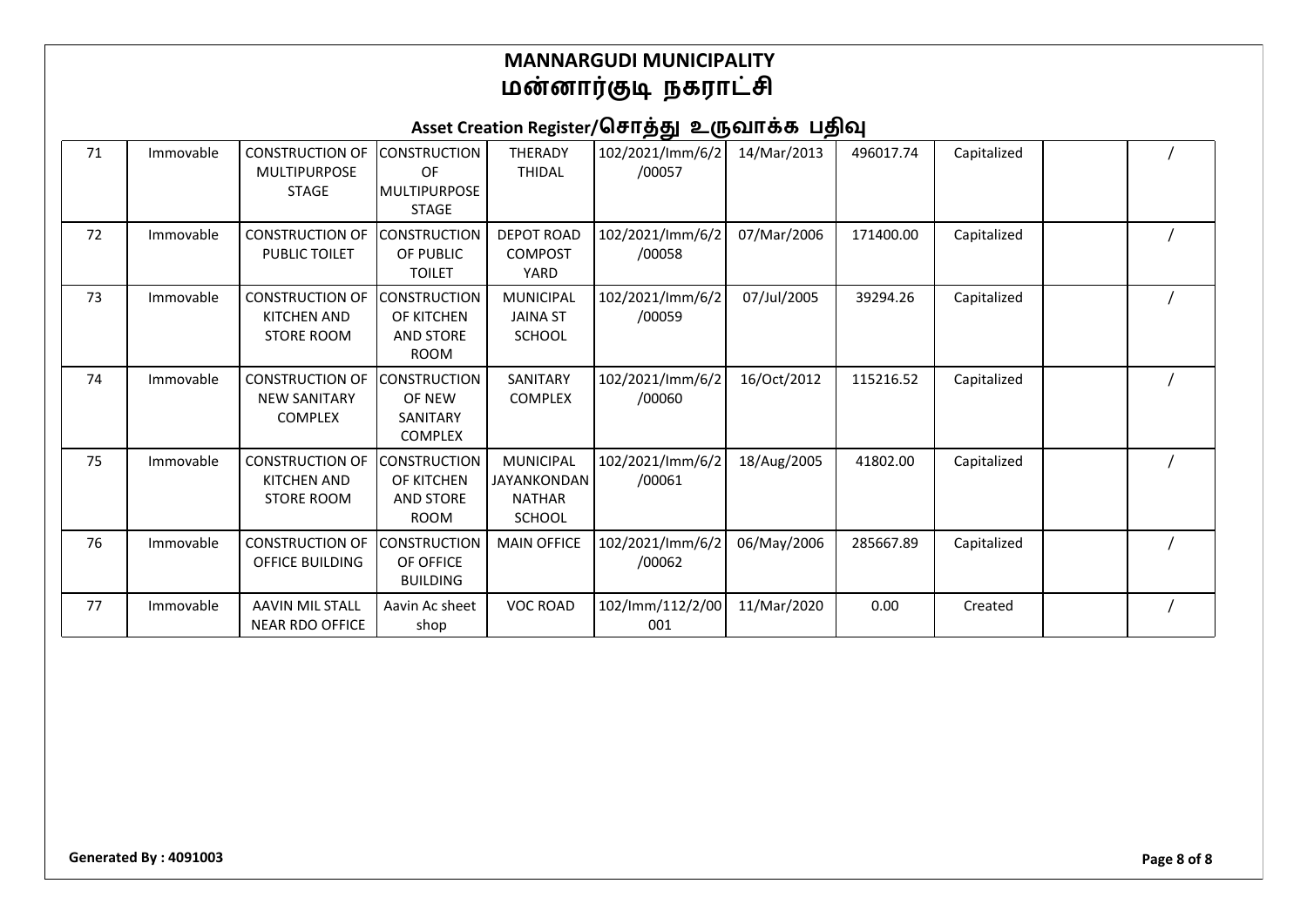# MANNARGUDI MUNICIPALITY
# மன்னார்குடி நகராட்சி

## Asset Creation Register/சொத்து உருவாக்க பதிவு

| | | | | | | | | | | |
|---|---|---|---|---|---|---|---|---|---|---|
| 71 | Immovable | CONSTRUCTION OF MULTIPURPOSE STAGE | CONSTRUCTION OF MULTIPURPOSE STAGE | THERADY THIDAL | 102/2021/Imm/6/2/00057 | 14/Mar/2013 | 496017.74 | Capitalized | | / |
| 72 | Immovable | CONSTRUCTION OF PUBLIC TOILET | CONSTRUCTION OF PUBLIC TOILET | DEPOT ROAD COMPOST YARD | 102/2021/Imm/6/2/00058 | 07/Mar/2006 | 171400.00 | Capitalized | | / |
| 73 | Immovable | CONSTRUCTION OF KITCHEN AND STORE ROOM | CONSTRUCTION OF KITCHEN AND STORE ROOM | MUNICIPAL JAINA ST SCHOOL | 102/2021/Imm/6/2/00059 | 07/Jul/2005 | 39294.26 | Capitalized | | / |
| 74 | Immovable | CONSTRUCTION OF NEW SANITARY COMPLEX | CONSTRUCTION OF NEW SANITARY COMPLEX | SANITARY COMPLEX | 102/2021/Imm/6/2/00060 | 16/Oct/2012 | 115216.52 | Capitalized | | / |
| 75 | Immovable | CONSTRUCTION OF KITCHEN AND STORE ROOM | CONSTRUCTION OF KITCHEN AND STORE ROOM | MUNICIPAL JAYANKONDAN NATHAR SCHOOL | 102/2021/Imm/6/2/00061 | 18/Aug/2005 | 41802.00 | Capitalized | | / |
| 76 | Immovable | CONSTRUCTION OF OFFICE BUILDING | CONSTRUCTION OF OFFICE BUILDING | MAIN OFFICE | 102/2021/Imm/6/2/00062 | 06/May/2006 | 285667.89 | Capitalized | | / |
| 77 | Immovable | AAVIN MIL STALL NEAR RDO OFFICE | Aavin Ac sheet shop | VOC ROAD | 102/Imm/112/2/00001 | 11/Mar/2020 | 0.00 | Created | | / |

**Generated By : 4091003**